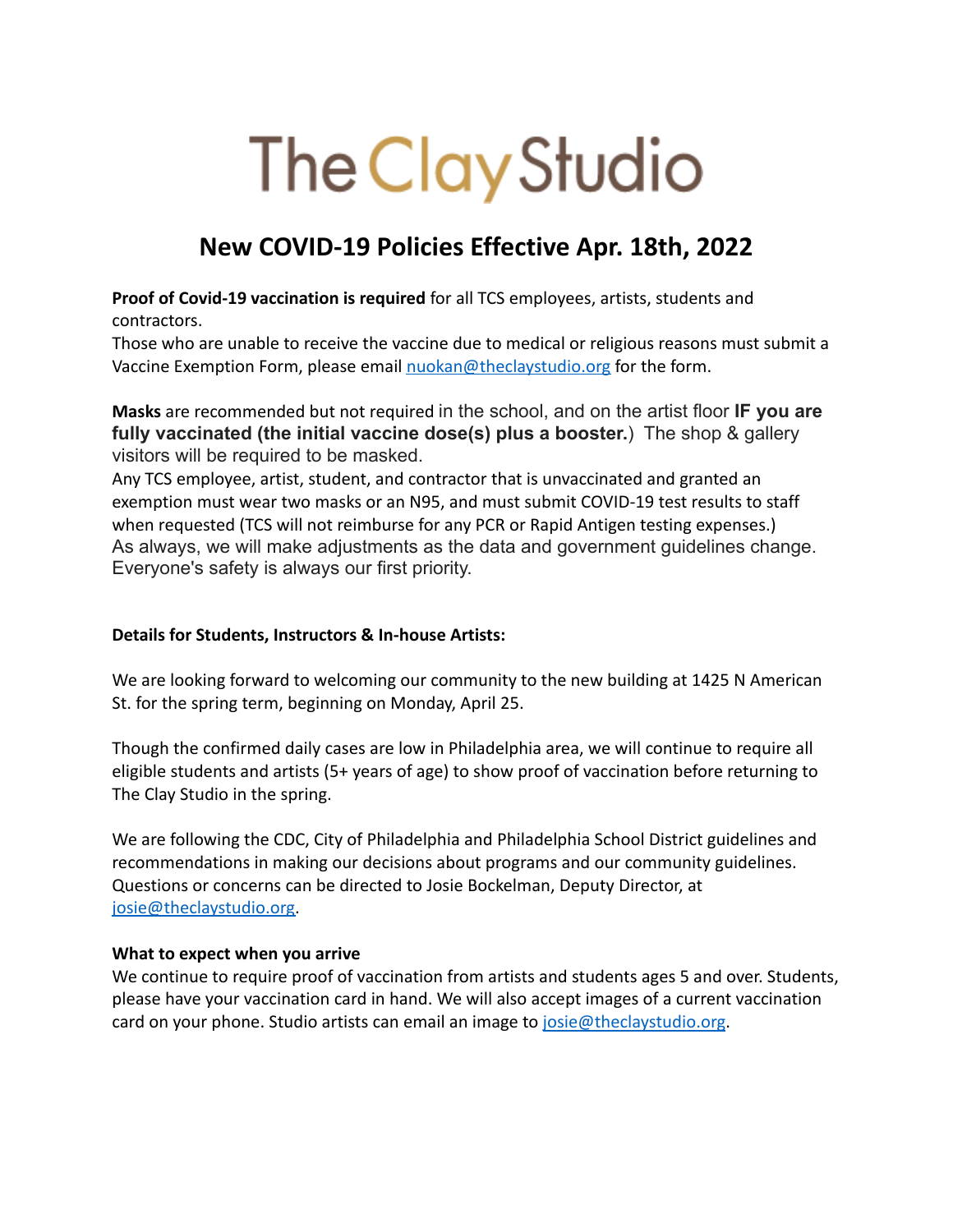# The Clay Studio

## New COVID-19 Policies Effective Apr. 18th, 2022

**Proof of Covid-19 vaccination is required** for all TCS employees, artists, students and contractors.
Those who are unable to receive the vaccine due to medical or religious reasons must submit a Vaccine Exemption Form, please email [nuokan@theclaystudio.org](mailto:nuokan@theclaystudio.org) for the form.

**Masks** are recommended but not required in the school, and on the artist floor **IF you are fully vaccinated (the initial vaccine dose(s) plus a booster.**) The shop & gallery visitors will be required to be masked.
Any TCS employee, artist, student, and contractor that is unvaccinated and granted an exemption must wear two masks or an N95, and must submit COVID-19 test results to staff when requested (TCS will not reimburse for any PCR or Rapid Antigen testing expenses.)
As always, we will make adjustments as the data and government guidelines change. Everyone's safety is always our first priority.

**Details for Students, Instructors & In-house Artists:**

We are looking forward to welcoming our community to the new building at 1425 N American St. for the spring term, beginning on Monday, April 25.

Though the confirmed daily cases are low in Philadelphia area, we will continue to require all eligible students and artists (5+ years of age) to show proof of vaccination before returning to The Clay Studio in the spring.

We are following the CDC, City of Philadelphia and Philadelphia School District guidelines and recommendations in making our decisions about programs and our community guidelines. Questions or concerns can be directed to Josie Bockelman, Deputy Director, at [josie@theclaystudio.org](mailto:josie@theclaystudio.org).

**What to expect when you arrive**
We continue to require proof of vaccination from artists and students ages 5 and over. Students, please have your vaccination card in hand. We will also accept images of a current vaccination card on your phone. Studio artists can email an image to [josie@theclaystudio.org](mailto:josie@theclaystudio.org).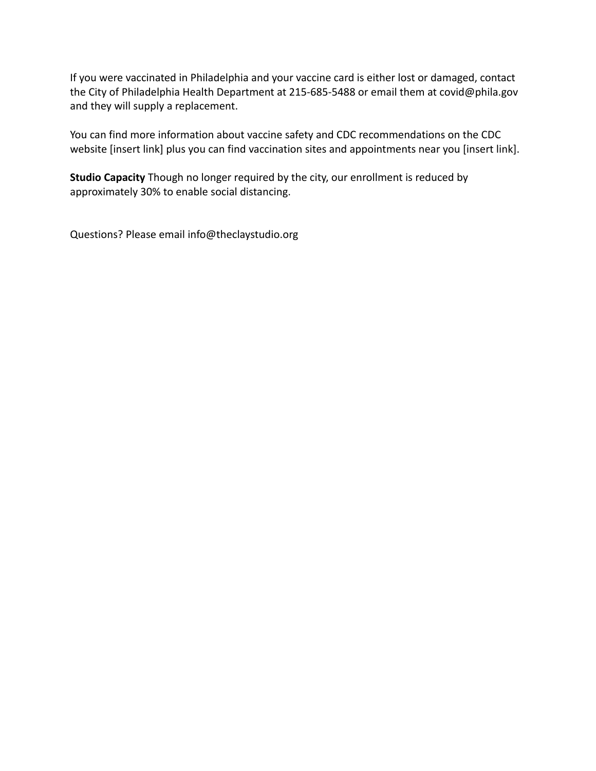If you were vaccinated in Philadelphia and your vaccine card is either lost or damaged, contact the City of Philadelphia Health Department at 215-685-5488 or email them at covid@phila.gov and they will supply a replacement.

You can find more information about vaccine safety and CDC recommendations on the CDC website [insert link] plus you can find vaccination sites and appointments near you [insert link].

**Studio Capacity** Though no longer required by the city, our enrollment is reduced by approximately 30% to enable social distancing.

Questions? Please email info@theclaystudio.org